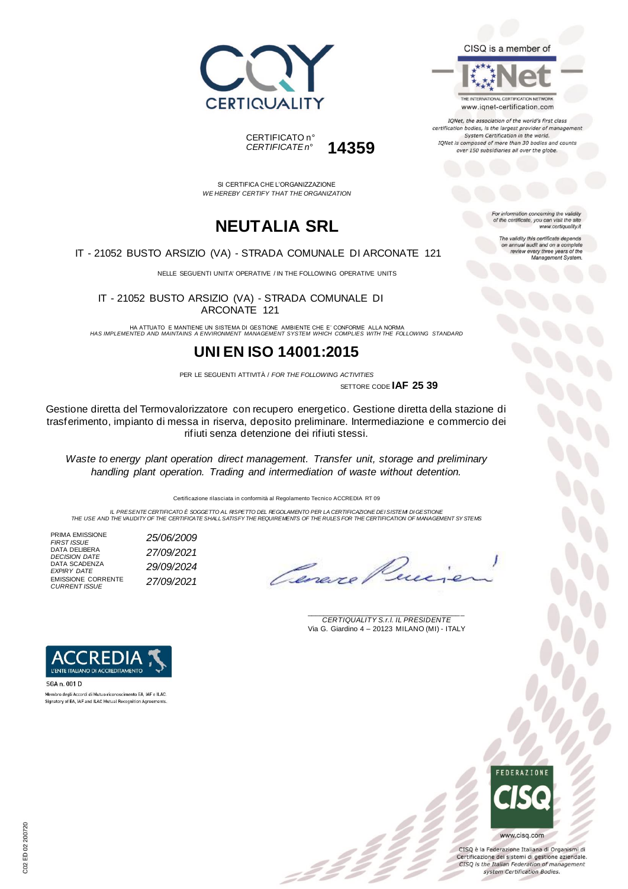CERTIQUALITY

CERTIFICATO n°
*CERTIFICATE n°* **14359**

CISQ is a member of

IQNet

THE INTERNATIONAL CERTIFICATION NETWORK
www.iqnet-certification.com

*IQNet, the association of the world's first class certification bodies, is the largest provider of management System Certification in the world. IQNet is composed of more than 30 bodies and counts over 150 subsidiaries all over the globe.*

*For information concerning the validity of the certificate, you can visit the site www.certiquality.it*

*The validity this certificate depends on annual audit and on a complete review every three years of the Management System.*

SI CERTIFICA CHE L'ORGANIZZAZIONE
*WE HEREBY CERTIFY THAT THE ORGANIZATION*

# NEUTALIA SRL

IT - 21052 BUSTO ARSIZIO (VA) - STRADA COMUNALE DI ARCONATE 121

NELLE SEGUENTI UNITA' OPERATIVE / IN THE FOLLOWING OPERATIVE UNITS

IT - 21052 BUSTO ARSIZIO (VA) - STRADA COMUNALE DI ARCONATE 121

HA ATTUATO E MANTIENE UN SISTEMA DI GESTIONE AMBIENTE CHE E' CONFORME ALLA NORMA
*HAS IMPLEMENTED AND MAINTAINS A ENVIRONMENT MANAGEMENT SYSTEM WHICH COMPLIES WITH THE FOLLOWING STANDARD*

## UNI EN ISO 14001:2015

PER LE SEGUENTI ATTIVITÀ / *FOR THE FOLLOWING ACTIVITIES*

SETTORE CODE **IAF 25 39**

Gestione diretta del Termovalorizzatore con recupero energetico. Gestione diretta della stazione di trasferimento, impianto di messa in riserva, deposito preliminare. Intermediazione e commercio dei rifiuti senza detenzione dei rifiuti stessi.

*Waste to energy plant operation direct management. Transfer unit, storage and preliminary handling plant operation. Trading and intermediation of waste without detention.*

Certificazione rilasciata in conformità al Regolamento Tecnico ACCREDIA RT 09

*IL PRESENTE CERTIFICATO È SOGGETTO AL RISPETTO DEL REGOLAMENTO PER LA CERTIFICAZIONE DEI SISTEMI DI GESTIONE*
*THE USE AND THE VALIDITY OF THE CERTIFICATE SHALL SATISFY THE REQUIREMENTS OF THE RULES FOR THE CERTIFICATION OF MANAGEMENT SYSTEMS*

| | |
|---|---|
| PRIMA EMISSIONE *FIRST ISSUE* | *25/06/2009* |
| DATA DELIBERA *DECISION DATE* | *27/09/2021* |
| DATA SCADENZA *EXPIRY DATE* | *29/09/2024* |
| EMISSIONE CORRENTE *CURRENT ISSUE* | *27/09/2021* |

*CERTIQUALITY S.r.l. IL PRESIDENTE*
Via G. Giardino 4 – 20123 MILANO (MI) - ITALY

ACCREDIA
L'ENTE ITALIANO DI ACCREDITAMENTO

SGA n. 001 D

Membro degli Accordi di Mutuo riconoscimento EA, IAF e ILAC
Signatory of EA, IAF and ILAC Mutual Recognition Agreements

FEDERAZIONE CISQ

www.cisq.com

CISQ è la Federazione Italiana di Organismi di Certificazione dei sistemi di gestione aziendale.
*CISQ is the Italian Federation of management system Certification Bodies.*

C02 ED 02 200720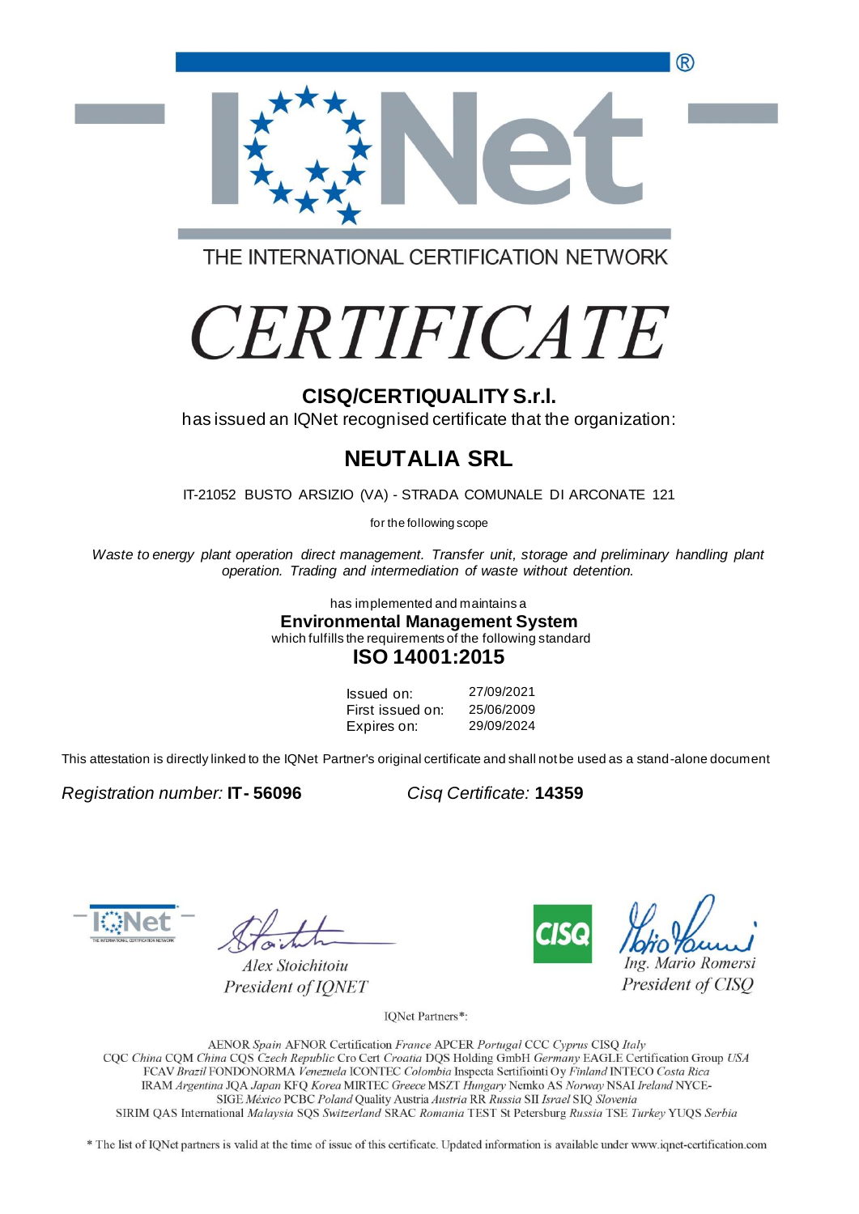THE INTERNATIONAL CERTIFICATION NETWORK

# CERTIFICATE

**CISQ/CERTIQUALITY S.r.l.**

has issued an IQNet recognised certificate that the organization:

## NEUTALIA SRL

IT-21052 BUSTO ARSIZIO (VA) - STRADA COMUNALE DI ARCONATE 121

for the following scope

*Waste to energy plant operation direct management. Transfer unit, storage and preliminary handling plant operation. Trading and intermediation of waste without detention.*

has implemented and maintains a

**Environmental Management System**

which fulfills the requirements of the following standard

**ISO 14001:2015**

| | |
|---|---|
| Issued on: | 27/09/2021 |
| First issued on: | 25/06/2009 |
| Expires on: | 29/09/2024 |

This attestation is directly linked to the IQNet Partner's original certificate and shall not be used as a stand-alone document

*Registration number:* **IT - 56096** *Cisq Certificate:* **14359**

*Alex Stoichitoiu*
*President of IQNET*

*Ing. Mario Romersi*
*President of CISQ*

IQNet Partners*:

AENOR *Spain* AFNOR Certification *France* APCER *Portugal* CCC *Cyprus* CISQ *Italy*
CQC *China* CQM *China* CQS *Czech Republic* Cro Cert *Croatia* DQS Holding GmbH *Germany* EAGLE Certification Group *USA*
FCAV *Brazil* FONDONORMA *Venezuela* ICONTEC *Colombia* Inspecta Sertifiointi Oy *Finland* INTECO *Costa Rica*
IRAM *Argentina* JQA *Japan* KFQ *Korea* MIRTEC *Greece* MSZT *Hungary* Nemko AS *Norway* NSAI *Ireland* NYCE-SIGE *México* PCBC *Poland* Quality Austria *Austria* RR *Russia* SII *Israel* SIQ *Slovenia*
SIRIM QAS International *Malaysia* SQS *Switzerland* SRAC *Romania* TEST St Petersburg *Russia* TSE *Turkey* YUQS *Serbia*

* The list of IQNet partners is valid at the time of issue of this certificate. Updated information is available under www.iqnet-certification.com